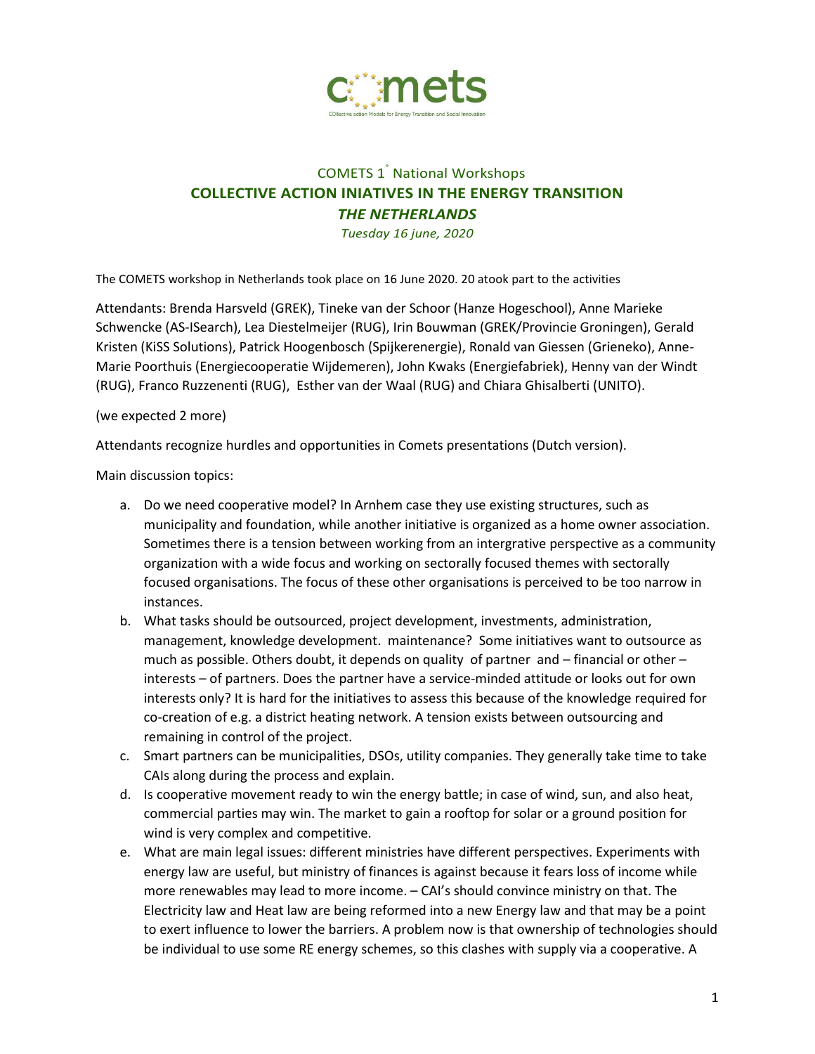COMETS 1° National Workshops

# COLLECTIVE ACTION INIATIVES IN THE ENERGY TRANSITION

## *THE NETHERLANDS*

*Tuesday 16 june, 2020*

The COMETS workshop in Netherlands took place on 16 June 2020. 20 atook part to the activities

Attendants: Brenda Harsveld (GREK), Tineke van der Schoor (Hanze Hogeschool), Anne Marieke Schwencke (AS-ISearch), Lea Diestelmeijer (RUG), Irin Bouwman (GREK/Provincie Groningen), Gerald Kristen (KiSS Solutions), Patrick Hoogenbosch (Spijkerenergie), Ronald van Giessen (Grieneko), Anne-Marie Poorthuis (Energiecooperatie Wijdemeren), John Kwaks (Energiefabriek), Henny van der Windt (RUG), Franco Ruzzenenti (RUG), Esther van der Waal (RUG) and Chiara Ghisalberti (UNITO).

(we expected 2 more)

Attendants recognize hurdles and opportunities in Comets presentations (Dutch version).

Main discussion topics:

a. Do we need cooperative model? In Arnhem case they use existing structures, such as municipality and foundation, while another initiative is organized as a home owner association. Sometimes there is a tension between working from an intergrative perspective as a community organization with a wide focus and working on sectorally focused themes with sectorally focused organisations. The focus of these other organisations is perceived to be too narrow in instances.
b. What tasks should be outsourced, project development, investments, administration, management, knowledge development. maintenance? Some initiatives want to outsource as much as possible. Others doubt, it depends on quality of partner and – financial or other – interests – of partners. Does the partner have a service-minded attitude or looks out for own interests only? It is hard for the initiatives to assess this because of the knowledge required for co-creation of e.g. a district heating network. A tension exists between outsourcing and remaining in control of the project.
c. Smart partners can be municipalities, DSOs, utility companies. They generally take time to take CAIs along during the process and explain.
d. Is cooperative movement ready to win the energy battle; in case of wind, sun, and also heat, commercial parties may win. The market to gain a rooftop for solar or a ground position for wind is very complex and competitive.
e. What are main legal issues: different ministries have different perspectives. Experiments with energy law are useful, but ministry of finances is against because it fears loss of income while more renewables may lead to more income. – CAI's should convince ministry on that. The Electricity law and Heat law are being reformed into a new Energy law and that may be a point to exert influence to lower the barriers. A problem now is that ownership of technologies should be individual to use some RE energy schemes, so this clashes with supply via a cooperative. A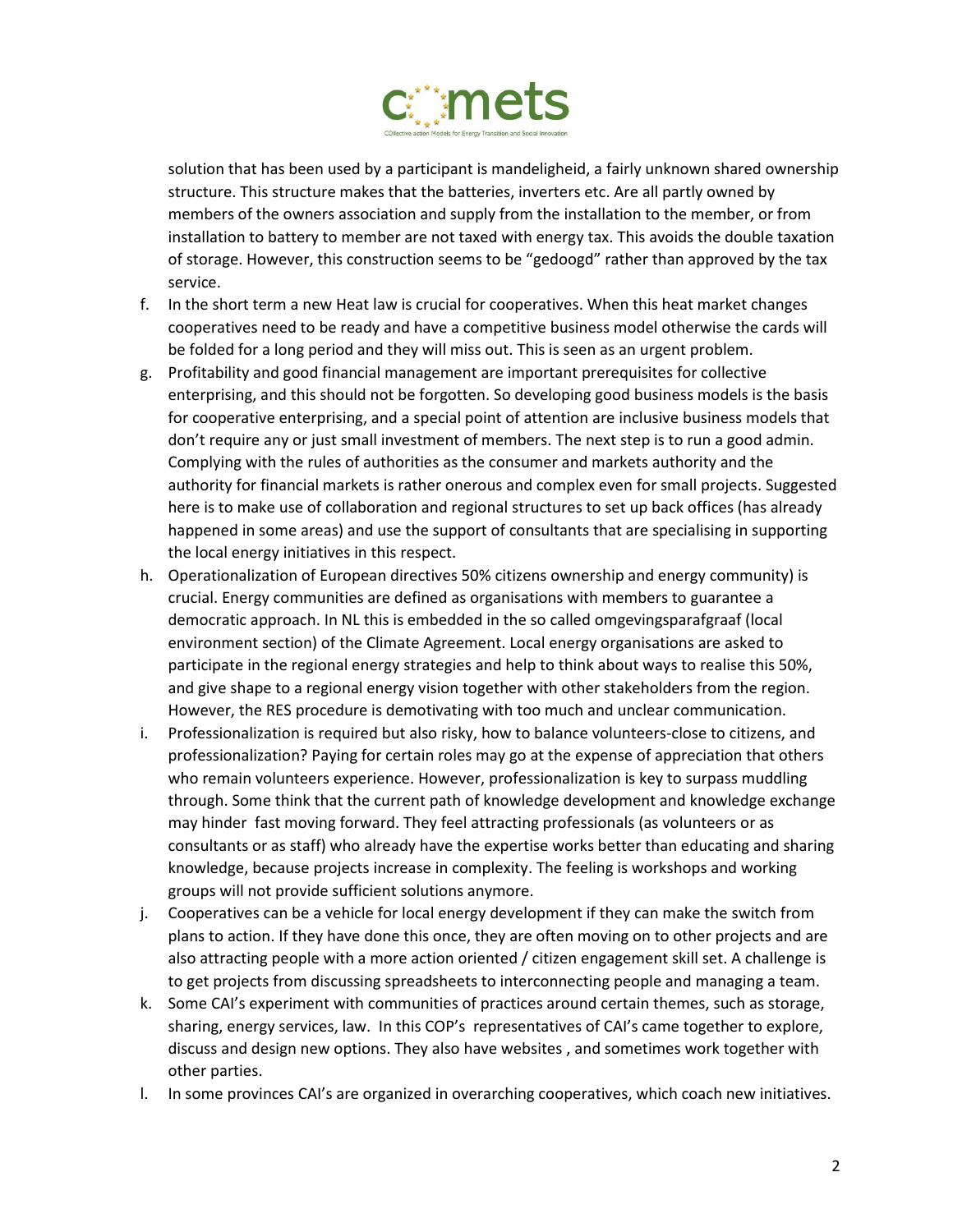solution that has been used by a participant is mandeligheid, a fairly unknown shared ownership structure. This structure makes that the batteries, inverters etc. Are all partly owned by members of the owners association and supply from the installation to the member, or from installation to battery to member are not taxed with energy tax. This avoids the double taxation of storage. However, this construction seems to be "gedoogd" rather than approved by the tax service.

f. In the short term a new Heat law is crucial for cooperatives. When this heat market changes cooperatives need to be ready and have a competitive business model otherwise the cards will be folded for a long period and they will miss out. This is seen as an urgent problem.
g. Profitability and good financial management are important prerequisites for collective enterprising, and this should not be forgotten. So developing good business models is the basis for cooperative enterprising, and a special point of attention are inclusive business models that don't require any or just small investment of members. The next step is to run a good admin. Complying with the rules of authorities as the consumer and markets authority and the authority for financial markets is rather onerous and complex even for small projects. Suggested here is to make use of collaboration and regional structures to set up back offices (has already happened in some areas) and use the support of consultants that are specialising in supporting the local energy initiatives in this respect.
h. Operationalization of European directives 50% citizens ownership and energy community) is crucial. Energy communities are defined as organisations with members to guarantee a democratic approach. In NL this is embedded in the so called omgevingsparafgraaf (local environment section) of the Climate Agreement. Local energy organisations are asked to participate in the regional energy strategies and help to think about ways to realise this 50%, and give shape to a regional energy vision together with other stakeholders from the region. However, the RES procedure is demotivating with too much and unclear communication.
i. Professionalization is required but also risky, how to balance volunteers-close to citizens, and professionalization? Paying for certain roles may go at the expense of appreciation that others who remain volunteers experience. However, professionalization is key to surpass muddling through. Some think that the current path of knowledge development and knowledge exchange may hinder fast moving forward. They feel attracting professionals (as volunteers or as consultants or as staff) who already have the expertise works better than educating and sharing knowledge, because projects increase in complexity. The feeling is workshops and working groups will not provide sufficient solutions anymore.
j. Cooperatives can be a vehicle for local energy development if they can make the switch from plans to action. If they have done this once, they are often moving on to other projects and are also attracting people with a more action oriented / citizen engagement skill set. A challenge is to get projects from discussing spreadsheets to interconnecting people and managing a team.
k. Some CAI's experiment with communities of practices around certain themes, such as storage, sharing, energy services, law. In this COP's representatives of CAI's came together to explore, discuss and design new options. They also have websites , and sometimes work together with other parties.
l. In some provinces CAI's are organized in overarching cooperatives, which coach new initiatives.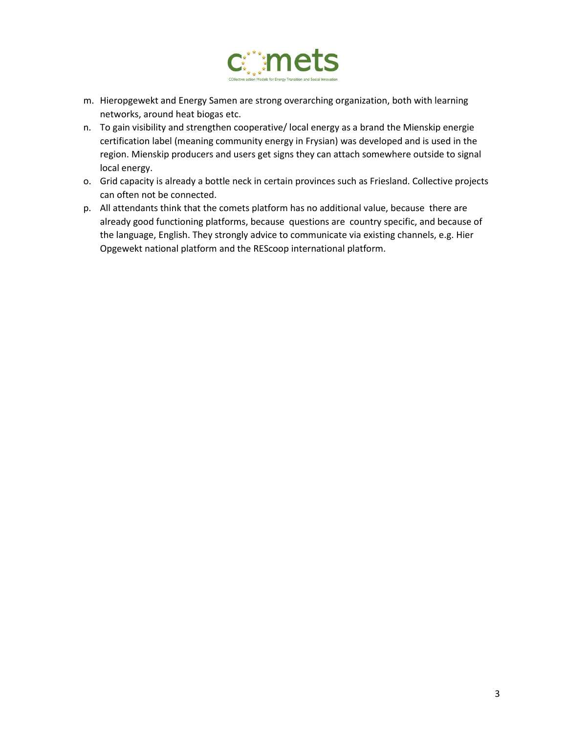m. Hieropgewekt and Energy Samen are strong overarching organization, both with learning networks, around heat biogas etc.
n. To gain visibility and strengthen cooperative/ local energy as a brand the Mienskip energie certification label (meaning community energy in Frysian) was developed and is used in the region. Mienskip producers and users get signs they can attach somewhere outside to signal local energy.
o. Grid capacity is already a bottle neck in certain provinces such as Friesland. Collective projects can often not be connected.
p. All attendants think that the comets platform has no additional value, because there are already good functioning platforms, because questions are country specific, and because of the language, English. They strongly advice to communicate via existing channels, e.g. Hier Opgewekt national platform and the REScoop international platform.